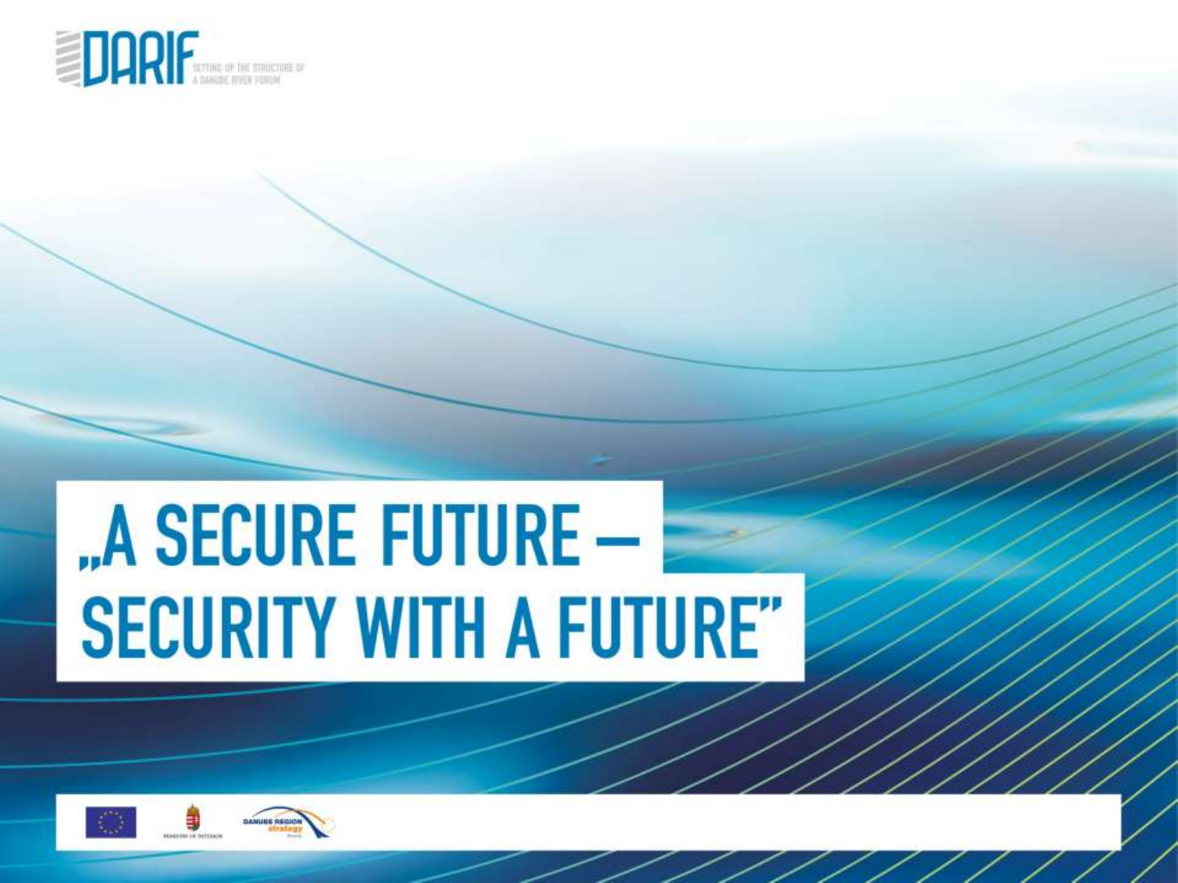DARIF

SETTING UP THE STRUCTURE OF A DANUBE RIVER FORUM

# „A SECURE FUTURE – SECURITY WITH A FUTURE"

MINISTRY OF INTERIOR

DANUBE REGION strategy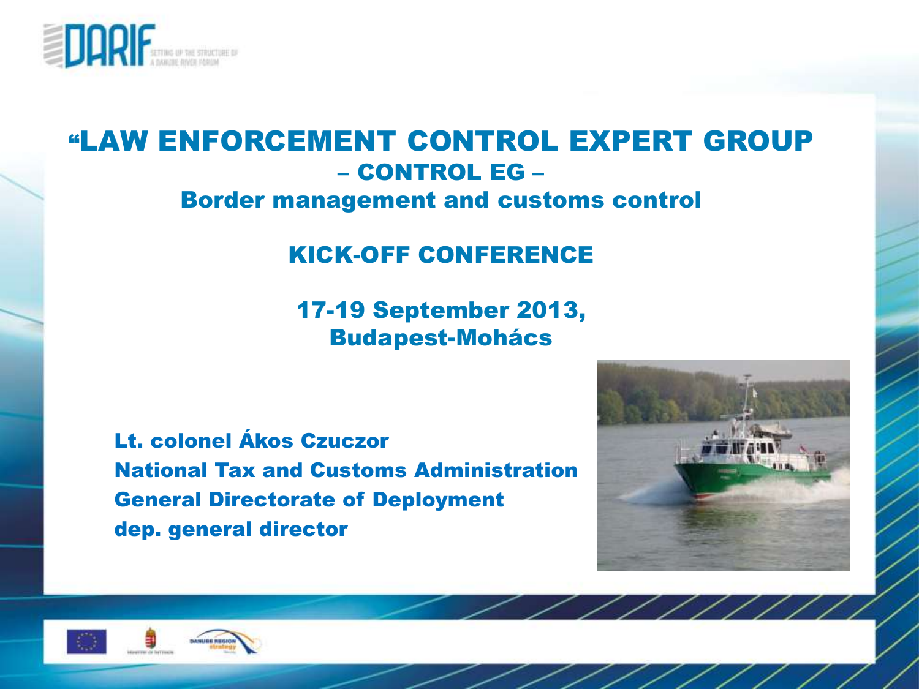# "LAW ENFORCEMENT CONTROL EXPERT GROUP

## – CONTROL EG –

## Border management and customs control

## KICK-OFF CONFERENCE

**17-19 September 2013,**
**Budapest-Mohács**

**Lt. colonel Ákos Czuczor**
**National Tax and Customs Administration**
**General Directorate of Deployment**
**dep. general director**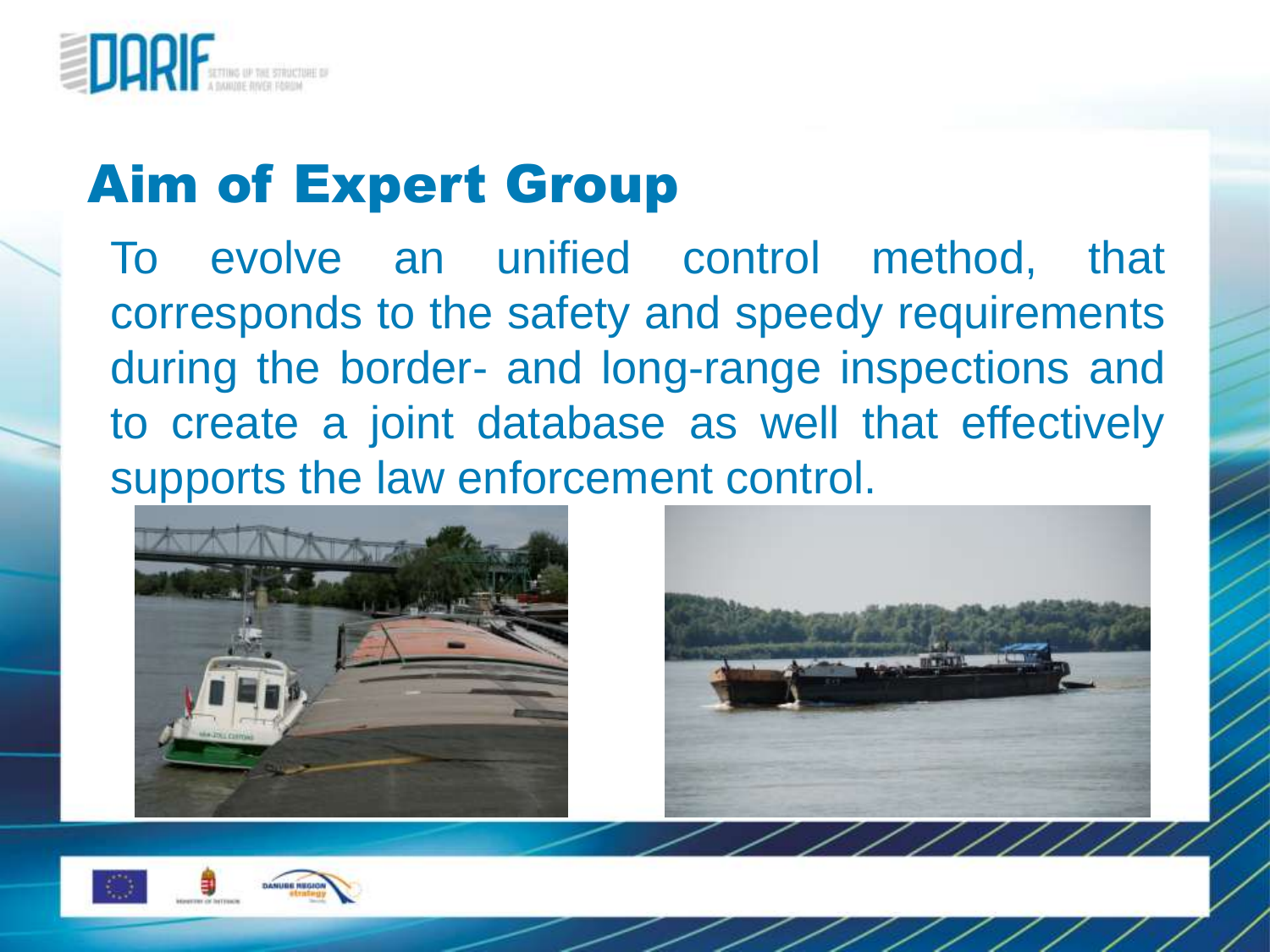## Aim of Expert Group

To evolve an unified control method, that corresponds to the safety and speedy requirements during the border- and long-range inspections and to create a joint database as well that effectively supports the law enforcement control.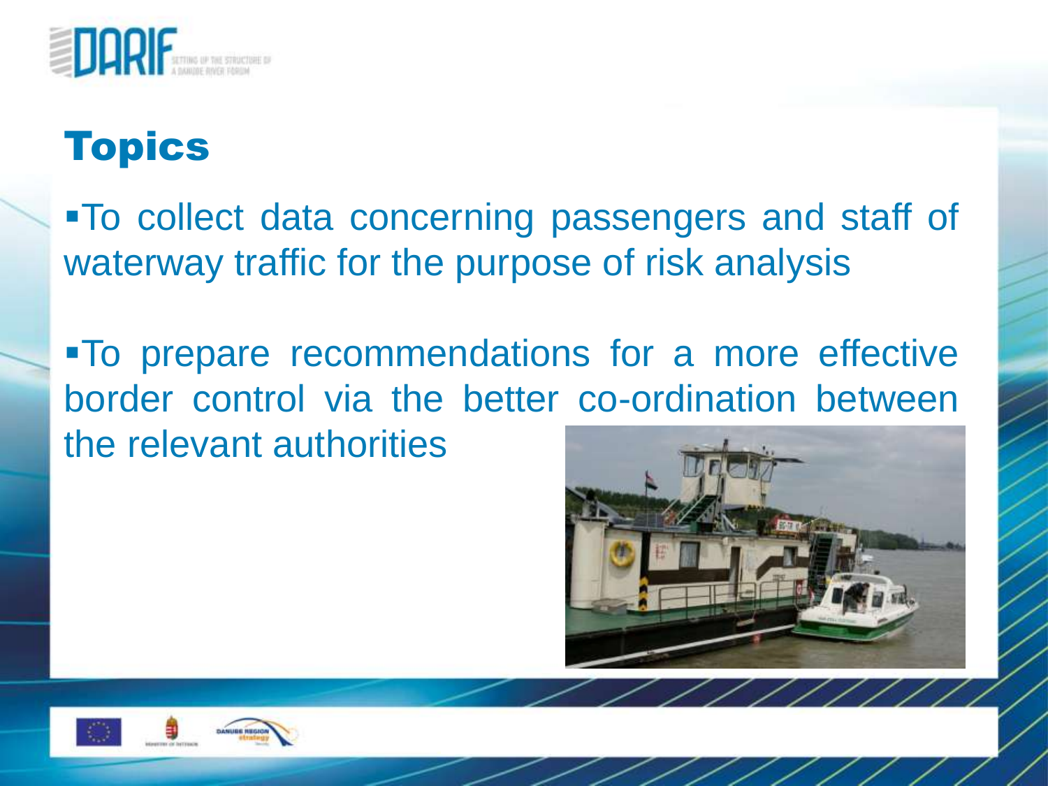## Topics

- To collect data concerning passengers and staff of waterway traffic for the purpose of risk analysis

- To prepare recommendations for a more effective border control via the better co-ordination between the relevant authorities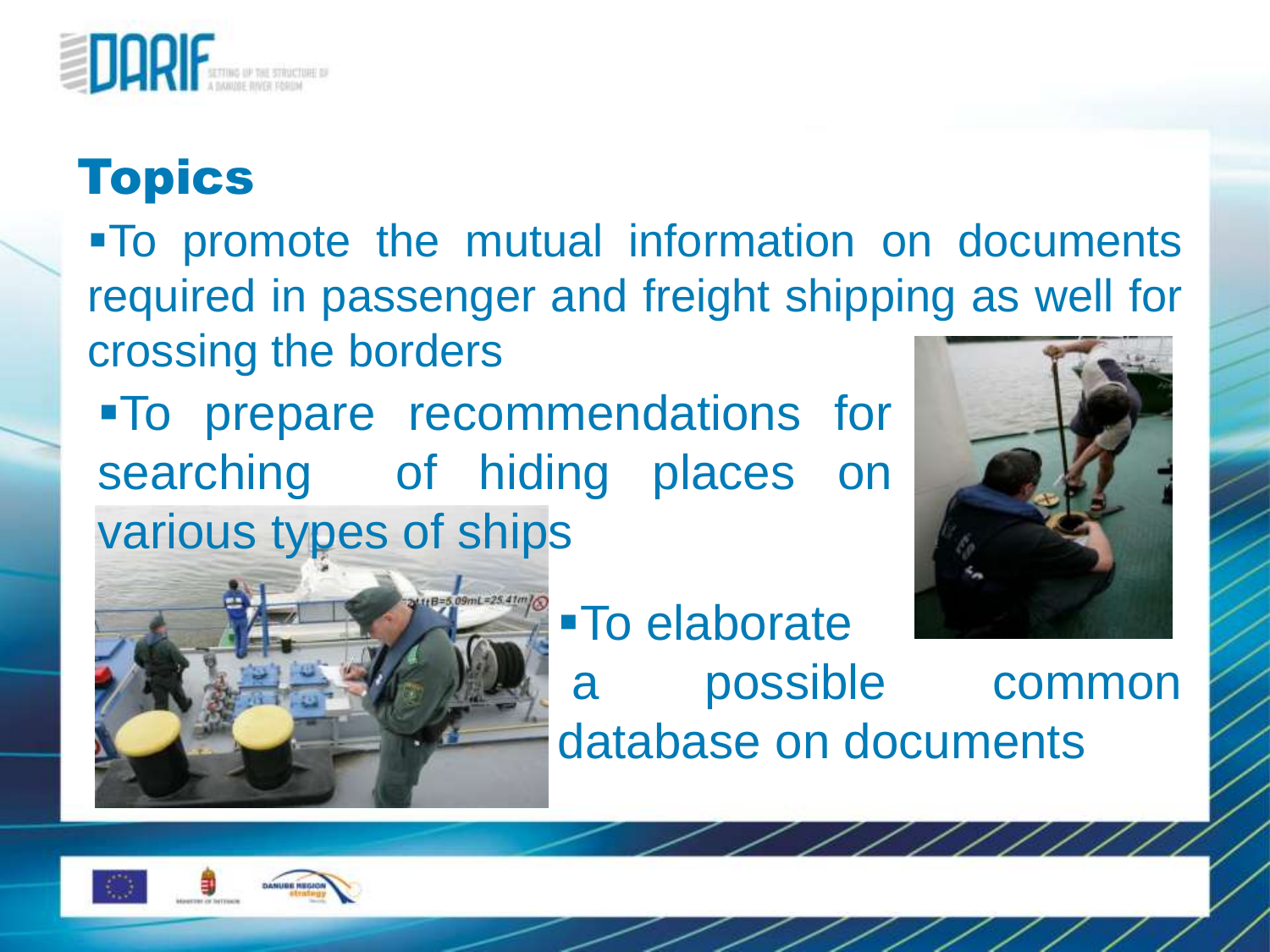## Topics

- To promote the mutual information on documents required in passenger and freight shipping as well for crossing the borders
- To prepare recommendations for searching of hiding places on various types of ships
- To elaborate a possible common database on documents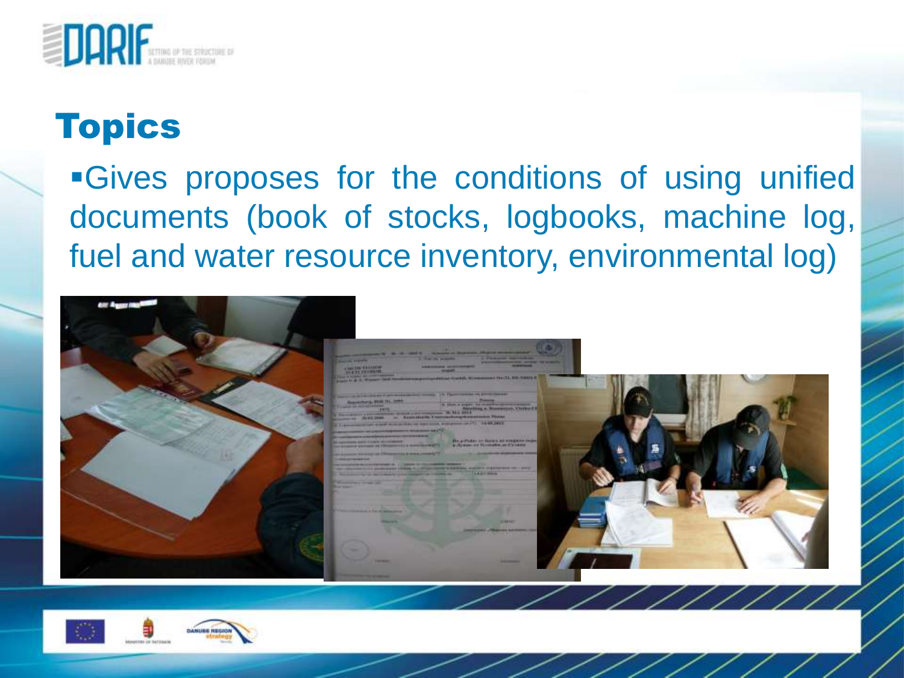# Topics

- Gives proposes for the conditions of using unified documents (book of stocks, logbooks, machine log, fuel and water resource inventory, environmental log)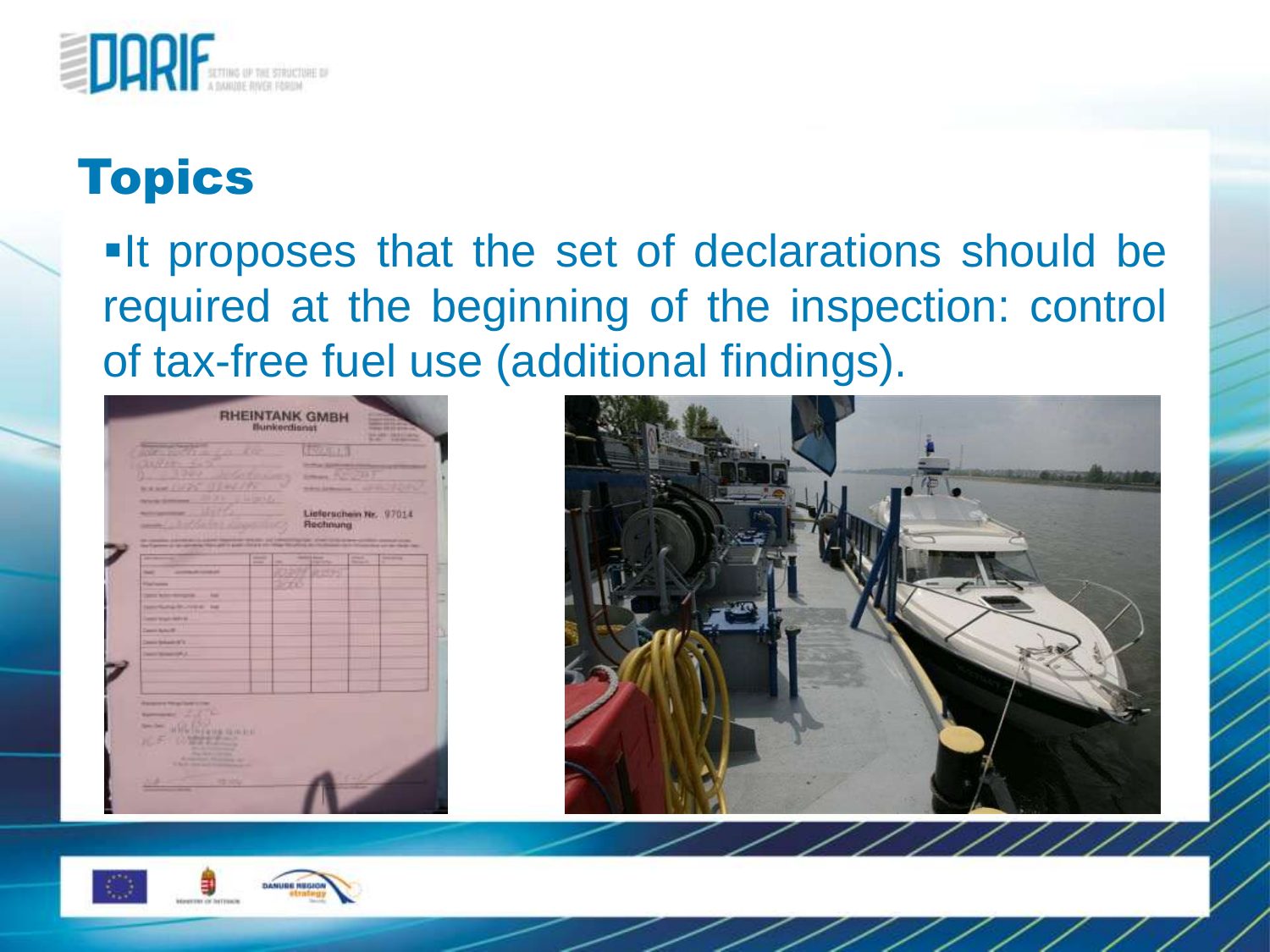# Topics

- It proposes that the set of declarations should be required at the beginning of the inspection: control of tax-free fuel use (additional findings).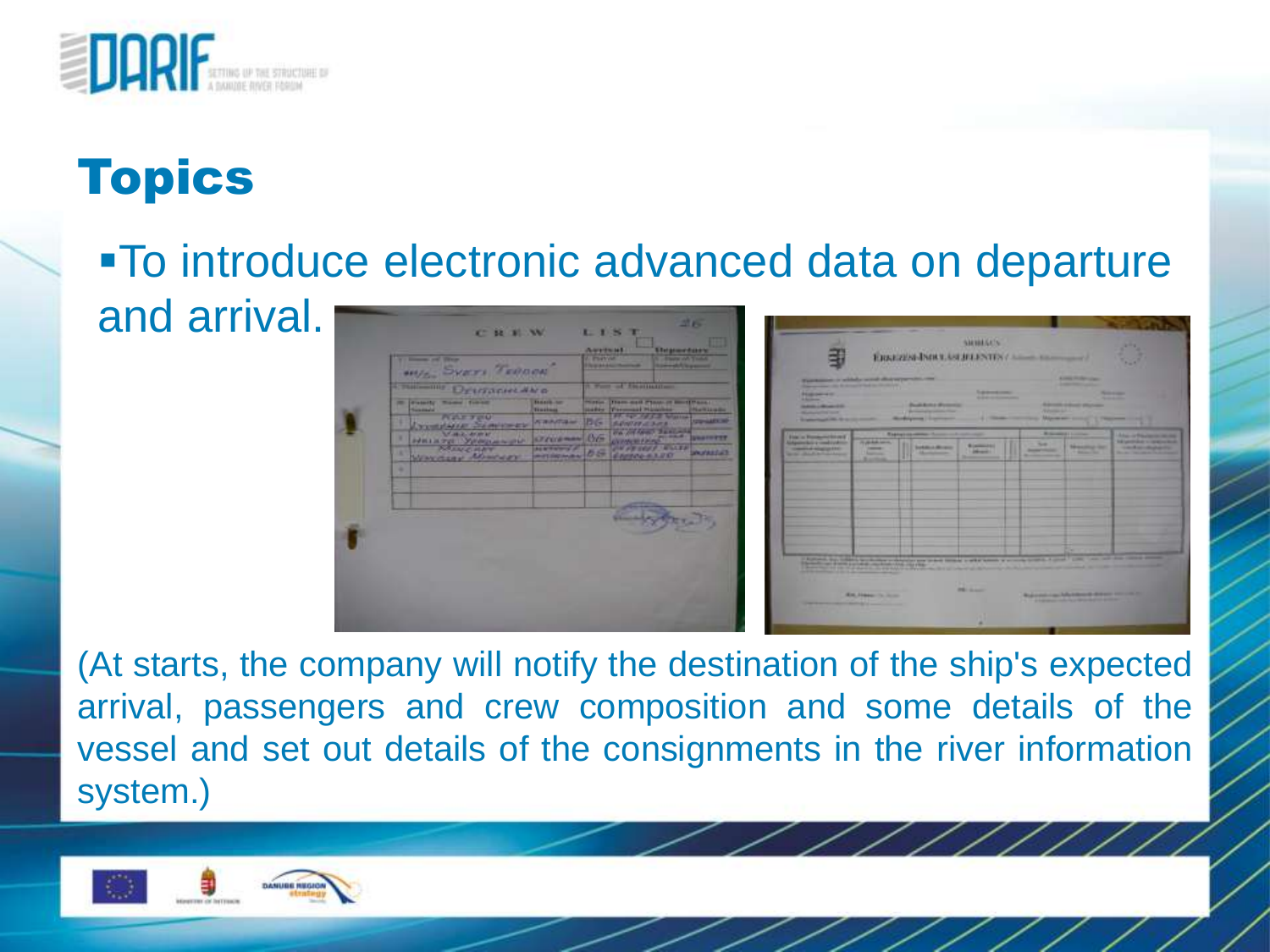# Topics

- To introduce electronic advanced data on departure and arrival.

(At starts, the company will notify the destination of the ship's expected arrival, passengers and crew composition and some details of the vessel and set out details of the consignments in the river information system.)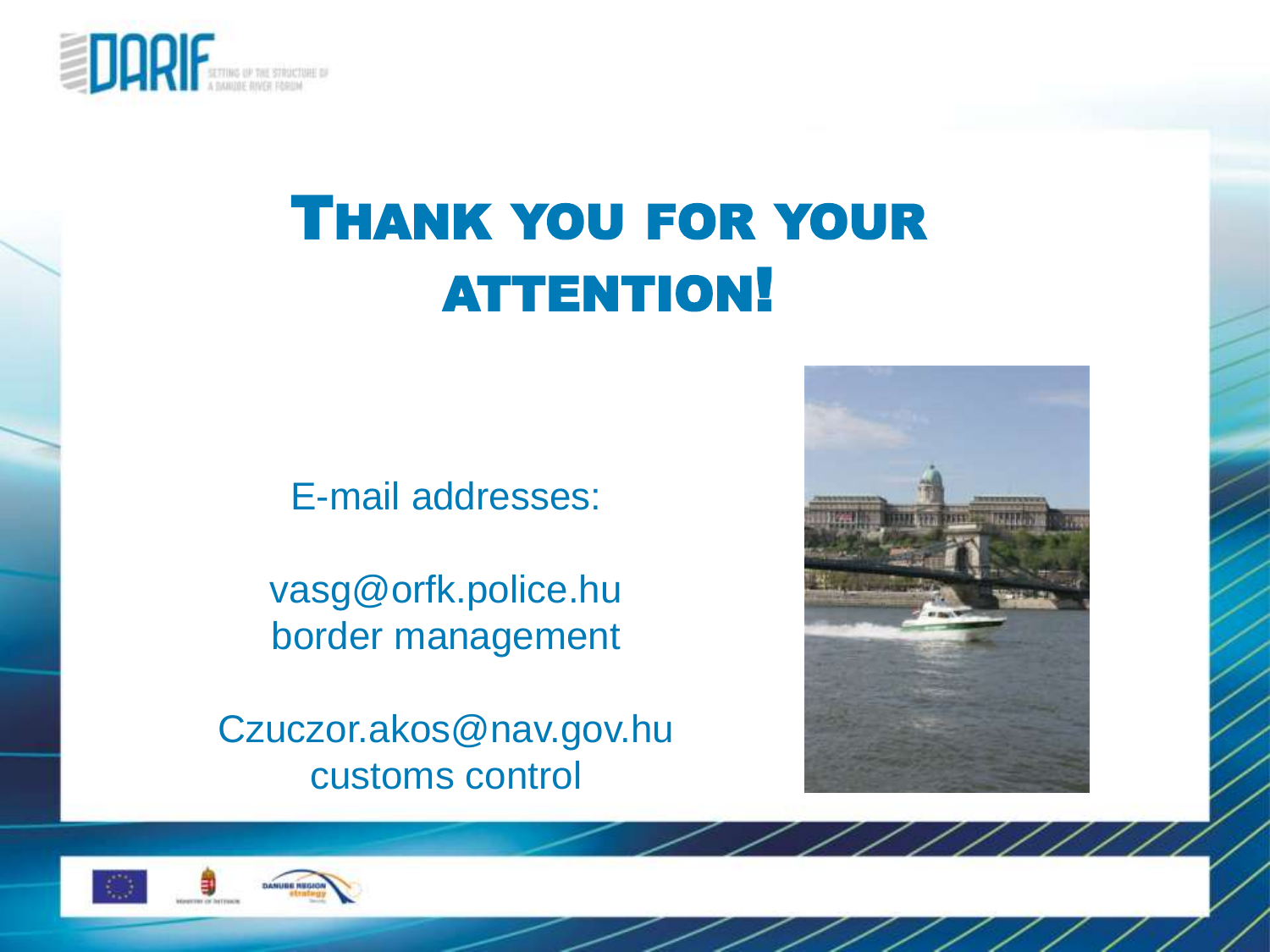# Thank you for your attention!

E-mail addresses:

vasg@orfk.police.hu
border management

Czuczor.akos@nav.gov.hu
customs control